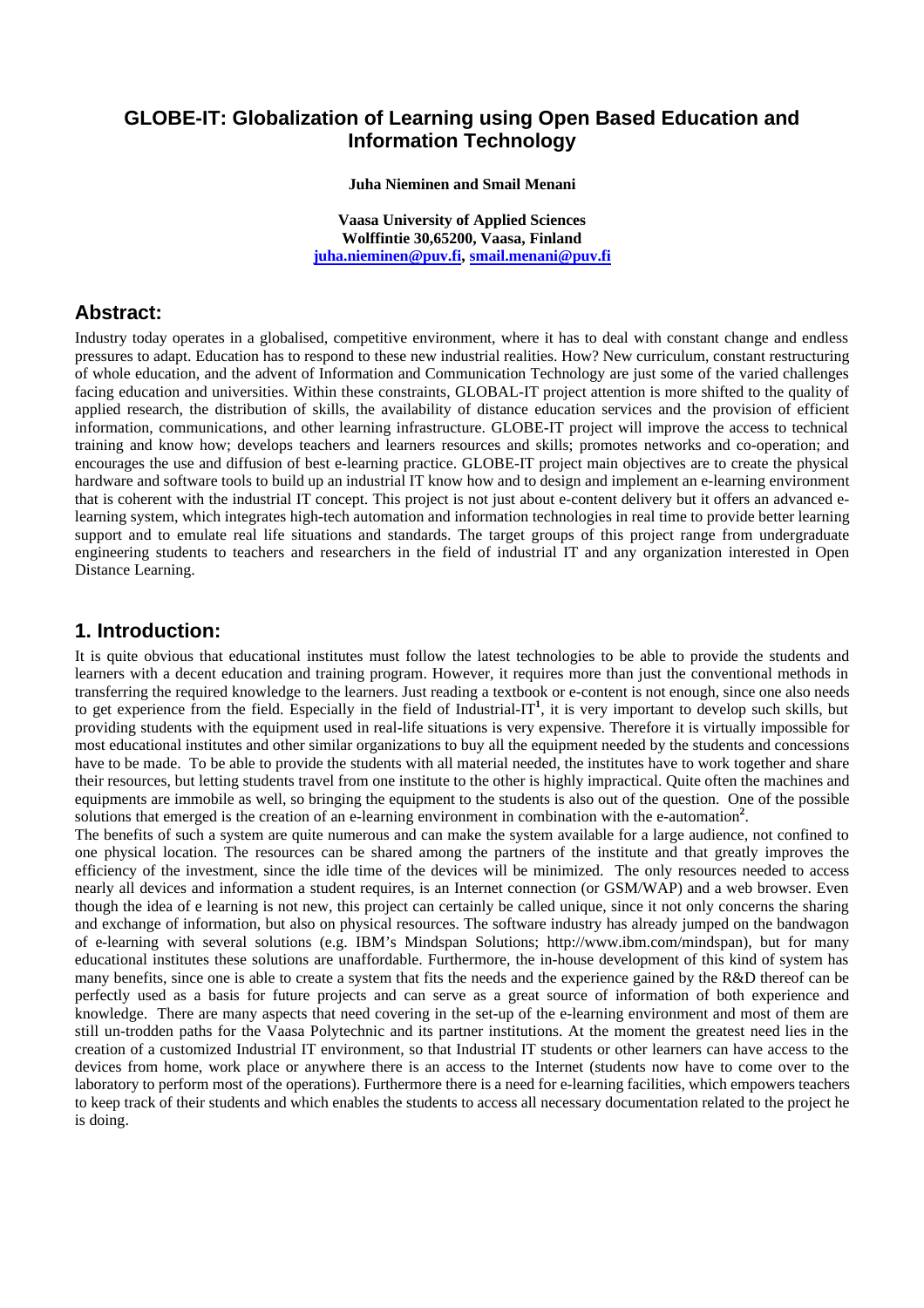# GLOBE-IT: Globalization of Learning using Open Based Education and Information Technology

**Juha Nieminen and Smail Menani**

**Vaasa University of Applied Sciences**
**Wolffintie 30,65200, Vaasa, Finland**
**juha.nieminen@puv.fi, smail.menani@puv.fi**

## Abstract:

Industry today operates in a globalised, competitive environment, where it has to deal with constant change and endless pressures to adapt. Education has to respond to these new industrial realities. How? New curriculum, constant restructuring of whole education, and the advent of Information and Communication Technology are just some of the varied challenges facing education and universities. Within these constraints, GLOBAL-IT project attention is more shifted to the quality of applied research, the distribution of skills, the availability of distance education services and the provision of efficient information, communications, and other learning infrastructure. GLOBE-IT project will improve the access to technical training and know how; develops teachers and learners resources and skills; promotes networks and co-operation; and encourages the use and diffusion of best e-learning practice. GLOBE-IT project main objectives are to create the physical hardware and software tools to build up an industrial IT know how and to design and implement an e-learning environment that is coherent with the industrial IT concept. This project is not just about e-content delivery but it offers an advanced e-learning system, which integrates high-tech automation and information technologies in real time to provide better learning support and to emulate real life situations and standards. The target groups of this project range from undergraduate engineering students to teachers and researchers in the field of industrial IT and any organization interested in Open Distance Learning.

## 1. Introduction:

It is quite obvious that educational institutes must follow the latest technologies to be able to provide the students and learners with a decent education and training program. However, it requires more than just the conventional methods in transferring the required knowledge to the learners. Just reading a textbook or e-content is not enough, since one also needs to get experience from the field. Especially in the field of Industrial-IT[1], it is very important to develop such skills, but providing students with the equipment used in real-life situations is very expensive. Therefore it is virtually impossible for most educational institutes and other similar organizations to buy all the equipment needed by the students and concessions have to be made. To be able to provide the students with all material needed, the institutes have to work together and share their resources, but letting students travel from one institute to the other is highly impractical. Quite often the machines and equipments are immobile as well, so bringing the equipment to the students is also out of the question. One of the possible solutions that emerged is the creation of an e-learning environment in combination with the e-automation[2].

The benefits of such a system are quite numerous and can make the system available for a large audience, not confined to one physical location. The resources can be shared among the partners of the institute and that greatly improves the efficiency of the investment, since the idle time of the devices will be minimized. The only resources needed to access nearly all devices and information a student requires, is an Internet connection (or GSM/WAP) and a web browser. Even though the idea of e learning is not new, this project can certainly be called unique, since it not only concerns the sharing and exchange of information, but also on physical resources. The software industry has already jumped on the bandwagon of e-learning with several solutions (e.g. IBM's Mindspan Solutions; http://www.ibm.com/mindspan), but for many educational institutes these solutions are unaffordable. Furthermore, the in-house development of this kind of system has many benefits, since one is able to create a system that fits the needs and the experience gained by the R&D thereof can be perfectly used as a basis for future projects and can serve as a great source of information of both experience and knowledge. There are many aspects that need covering in the set-up of the e-learning environment and most of them are still un-trodden paths for the Vaasa Polytechnic and its partner institutions. At the moment the greatest need lies in the creation of a customized Industrial IT environment, so that Industrial IT students or other learners can have access to the devices from home, work place or anywhere there is an access to the Internet (students now have to come over to the laboratory to perform most of the operations). Furthermore there is a need for e-learning facilities, which empowers teachers to keep track of their students and which enables the students to access all necessary documentation related to the project he is doing.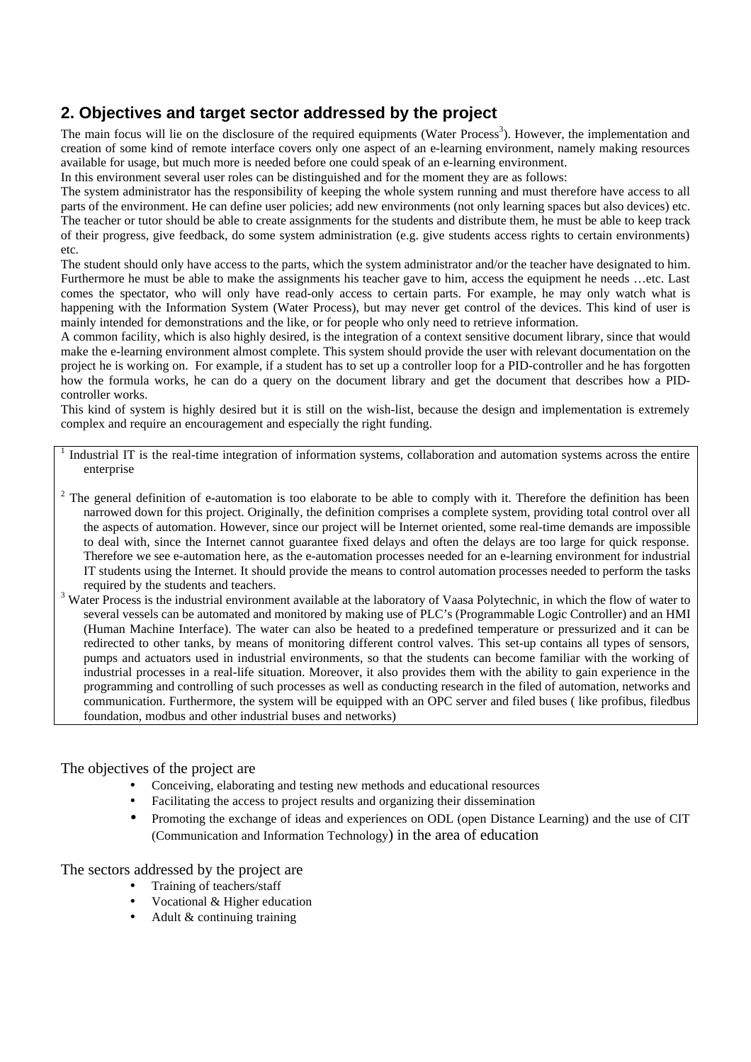## 2. Objectives and target sector addressed by the project

The main focus will lie on the disclosure of the required equipments (Water Process[3]). However, the implementation and creation of some kind of remote interface covers only one aspect of an e-learning environment, namely making resources available for usage, but much more is needed before one could speak of an e-learning environment.

In this environment several user roles can be distinguished and for the moment they are as follows:

The system administrator has the responsibility of keeping the whole system running and must therefore have access to all parts of the environment. He can define user policies; add new environments (not only learning spaces but also devices) etc. The teacher or tutor should be able to create assignments for the students and distribute them, he must be able to keep track of their progress, give feedback, do some system administration (e.g. give students access rights to certain environments) etc.

The student should only have access to the parts, which the system administrator and/or the teacher have designated to him. Furthermore he must be able to make the assignments his teacher gave to him, access the equipment he needs …etc. Last comes the spectator, who will only have read-only access to certain parts. For example, he may only watch what is happening with the Information System (Water Process), but may never get control of the devices. This kind of user is mainly intended for demonstrations and the like, or for people who only need to retrieve information.

A common facility, which is also highly desired, is the integration of a context sensitive document library, since that would make the e-learning environment almost complete. This system should provide the user with relevant documentation on the project he is working on. For example, if a student has to set up a controller loop for a PID-controller and he has forgotten how the formula works, he can do a query on the document library and get the document that describes how a PID-controller works.

This kind of system is highly desired but it is still on the wish-list, because the design and implementation is extremely complex and require an encouragement and especially the right funding.

---

[1] Industrial IT is the real-time integration of information systems, collaboration and automation systems across the entire enterprise

[2] The general definition of e-automation is too elaborate to be able to comply with it. Therefore the definition has been narrowed down for this project. Originally, the definition comprises a complete system, providing total control over all the aspects of automation. However, since our project will be Internet oriented, some real-time demands are impossible to deal with, since the Internet cannot guarantee fixed delays and often the delays are too large for quick response. Therefore we see e-automation here, as the e-automation processes needed for an e-learning environment for industrial IT students using the Internet. It should provide the means to control automation processes needed to perform the tasks required by the students and teachers.

[3] Water Process is the industrial environment available at the laboratory of Vaasa Polytechnic, in which the flow of water to several vessels can be automated and monitored by making use of PLC's (Programmable Logic Controller) and an HMI (Human Machine Interface). The water can also be heated to a predefined temperature or pressurized and it can be redirected to other tanks, by means of monitoring different control valves. This set-up contains all types of sensors, pumps and actuators used in industrial environments, so that the students can become familiar with the working of industrial processes in a real-life situation. Moreover, it also provides them with the ability to gain experience in the programming and controlling of such processes as well as conducting research in the filed of automation, networks and communication. Furthermore, the system will be equipped with an OPC server and filed buses ( like profibus, filedbus foundation, modbus and other industrial buses and networks)

---

The objectives of the project are

- Conceiving, elaborating and testing new methods and educational resources
- Facilitating the access to project results and organizing their dissemination
- Promoting the exchange of ideas and experiences on ODL (open Distance Learning) and the use of CIT (Communication and Information Technology) in the area of education

The sectors addressed by the project are

- Training of teachers/staff
- Vocational & Higher education
- Adult & continuing training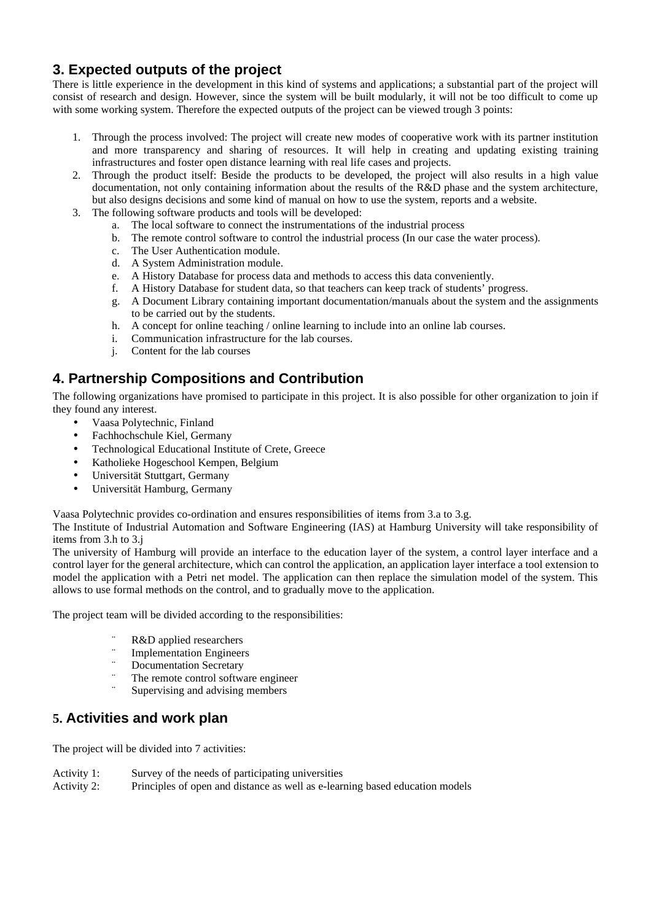## 3. Expected outputs of the project

There is little experience in the development in this kind of systems and applications; a substantial part of the project will consist of research and design. However, since the system will be built modularly, it will not be too difficult to come up with some working system. Therefore the expected outputs of the project can be viewed trough 3 points:

1. Through the process involved: The project will create new modes of cooperative work with its partner institution and more transparency and sharing of resources. It will help in creating and updating existing training infrastructures and foster open distance learning with real life cases and projects.
2. Through the product itself: Beside the products to be developed, the project will also results in a high value documentation, not only containing information about the results of the R&D phase and the system architecture, but also designs decisions and some kind of manual on how to use the system, reports and a website.
3. The following software products and tools will be developed:
    a. The local software to connect the instrumentations of the industrial process
    b. The remote control software to control the industrial process (In our case the water process).
    c. The User Authentication module.
    d. A System Administration module.
    e. A History Database for process data and methods to access this data conveniently.
    f. A History Database for student data, so that teachers can keep track of students' progress.
    g. A Document Library containing important documentation/manuals about the system and the assignments to be carried out by the students.
    h. A concept for online teaching / online learning to include into an online lab courses.
    i. Communication infrastructure for the lab courses.
    j. Content for the lab courses

## 4. Partnership Compositions and Contribution

The following organizations have promised to participate in this project. It is also possible for other organization to join if they found any interest.

- Vaasa Polytechnic, Finland
- Fachhochschule Kiel, Germany
- Technological Educational Institute of Crete, Greece
- Katholieke Hogeschool Kempen, Belgium
- Universität Stuttgart, Germany
- Universität Hamburg, Germany

Vaasa Polytechnic provides co-ordination and ensures responsibilities of items from 3.a to 3.g.
The Institute of Industrial Automation and Software Engineering (IAS) at Hamburg University will take responsibility of items from 3.h to 3.j
The university of Hamburg will provide an interface to the education layer of the system, a control layer interface and a control layer for the general architecture, which can control the application, an application layer interface a tool extension to model the application with a Petri net model. The application can then replace the simulation model of the system. This allows to use formal methods on the control, and to gradually move to the application.

The project team will be divided according to the responsibilities:

- R&D applied researchers
- Implementation Engineers
- Documentation Secretary
- The remote control software engineer
- Supervising and advising members

## 5. Activities and work plan

The project will be divided into 7 activities:

Activity 1: Survey of the needs of participating universities
Activity 2: Principles of open and distance as well as e-learning based education models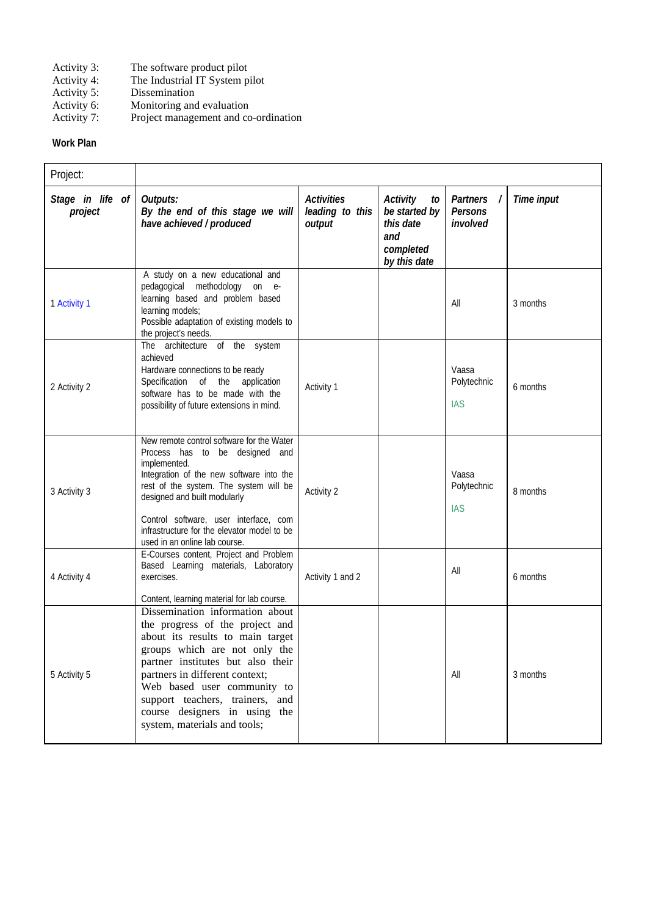Activity 3: The software product pilot
Activity 4: The Industrial IT System pilot
Activity 5: Dissemination
Activity 6: Monitoring and evaluation
Activity 7: Project management and co-ordination

**Work Plan**

| Project: | | | | | |
|---|---|---|---|---|---|
| ***Stage in life of project*** | ***Outputs: By the end of this stage we will have achieved / produced*** | ***Activities leading to this output*** | ***Activity to be started by this date and completed by this date*** | ***Partners / Persons involved*** | ***Time input*** |
| 1 Activity 1 | A study on a new educational and pedagogical methodology on e-learning based and problem based learning models; Possible adaptation of existing models to the project's needs. | | | All | 3 months |
| 2 Activity 2 | The architecture of the system achieved Hardware connections to be ready Specification of the application software has to be made with the possibility of future extensions in mind. | Activity 1 | | Vaasa Polytechnic IAS | 6 months |
| 3 Activity 3 | New remote control software for the Water Process has to be designed and implemented. Integration of the new software into the rest of the system. The system will be designed and built modularly Control software, user interface, com infrastructure for the elevator model to be used in an online lab course. | Activity 2 | | Vaasa Polytechnic IAS | 8 months |
| 4 Activity 4 | E-Courses content, Project and Problem Based Learning materials, Laboratory exercises. Content, learning material for lab course. | Activity 1 and 2 | | All | 6 months |
| 5 Activity 5 | Dissemination information about the progress of the project and about its results to main target groups which are not only the partner institutes but also their partners in different context; Web based user community to support teachers, trainers, and course designers in using the system, materials and tools; | | | All | 3 months |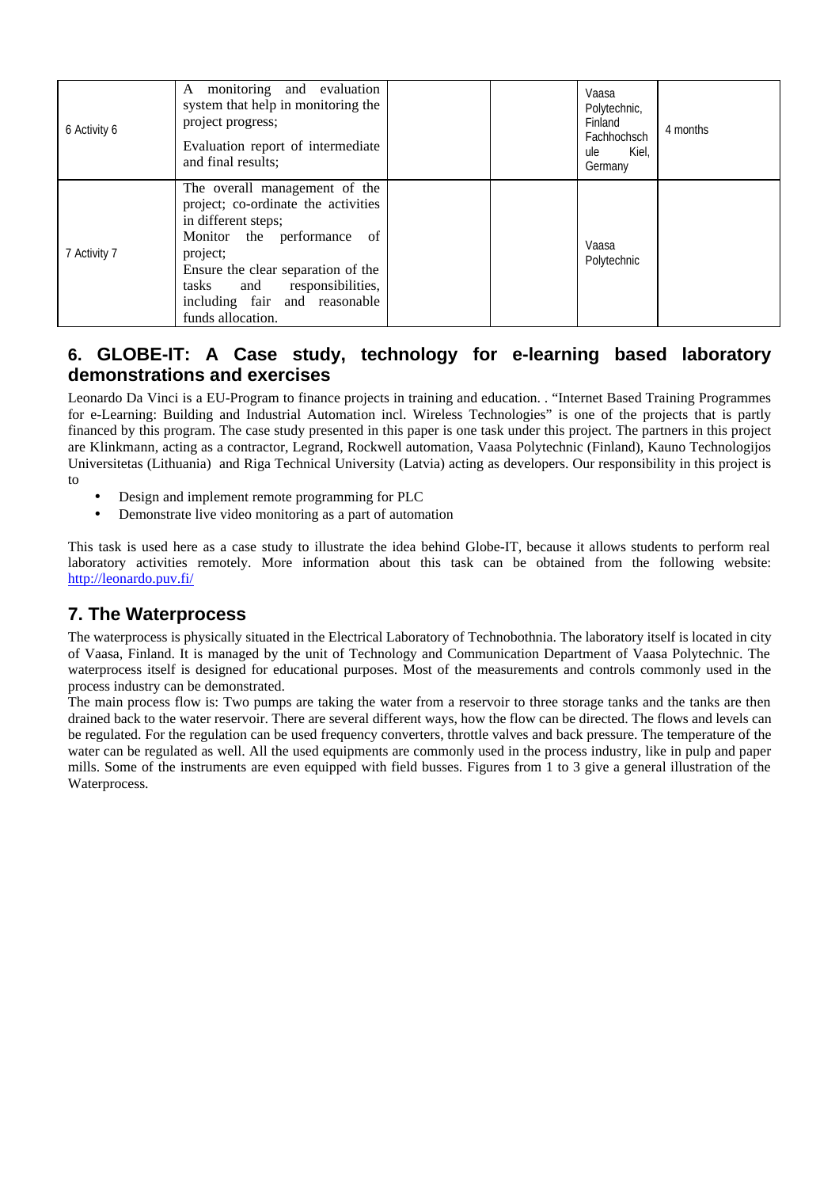| | | | | | |
|---|---|---|---|---|---|
| 6 Activity 6 | A monitoring and evaluation system that help in monitoring the project progress;<br>Evaluation report of intermediate and final results; | | | Vaasa Polytechnic, Finland Fachhochschule Kiel, Germany | 4 months |
| 7 Activity 7 | The overall management of the project; co-ordinate the activities in different steps;<br>Monitor the performance of project;<br>Ensure the clear separation of the tasks and responsibilities, including fair and reasonable funds allocation. | | | Vaasa Polytechnic | |

## 6. GLOBE-IT: A Case study, technology for e-learning based laboratory demonstrations and exercises

Leonardo Da Vinci is a EU-Program to finance projects in training and education. . "Internet Based Training Programmes for e-Learning: Building and Industrial Automation incl. Wireless Technologies" is one of the projects that is partly financed by this program. The case study presented in this paper is one task under this project. The partners in this project are Klinkmann, acting as a contractor, Legrand, Rockwell automation, Vaasa Polytechnic (Finland), Kauno Technologijos Universitetas (Lithuania) and Riga Technical University (Latvia) acting as developers. Our responsibility in this project is to

- Design and implement remote programming for PLC
- Demonstrate live video monitoring as a part of automation

This task is used here as a case study to illustrate the idea behind Globe-IT, because it allows students to perform real laboratory activities remotely. More information about this task can be obtained from the following website: http://leonardo.puv.fi/

## 7. The Waterprocess

The waterprocess is physically situated in the Electrical Laboratory of Technobothnia. The laboratory itself is located in city of Vaasa, Finland. It is managed by the unit of Technology and Communication Department of Vaasa Polytechnic. The waterprocess itself is designed for educational purposes. Most of the measurements and controls commonly used in the process industry can be demonstrated.

The main process flow is: Two pumps are taking the water from a reservoir to three storage tanks and the tanks are then drained back to the water reservoir. There are several different ways, how the flow can be directed. The flows and levels can be regulated. For the regulation can be used frequency converters, throttle valves and back pressure. The temperature of the water can be regulated as well. All the used equipments are commonly used in the process industry, like in pulp and paper mills. Some of the instruments are even equipped with field busses. Figures from 1 to 3 give a general illustration of the Waterprocess.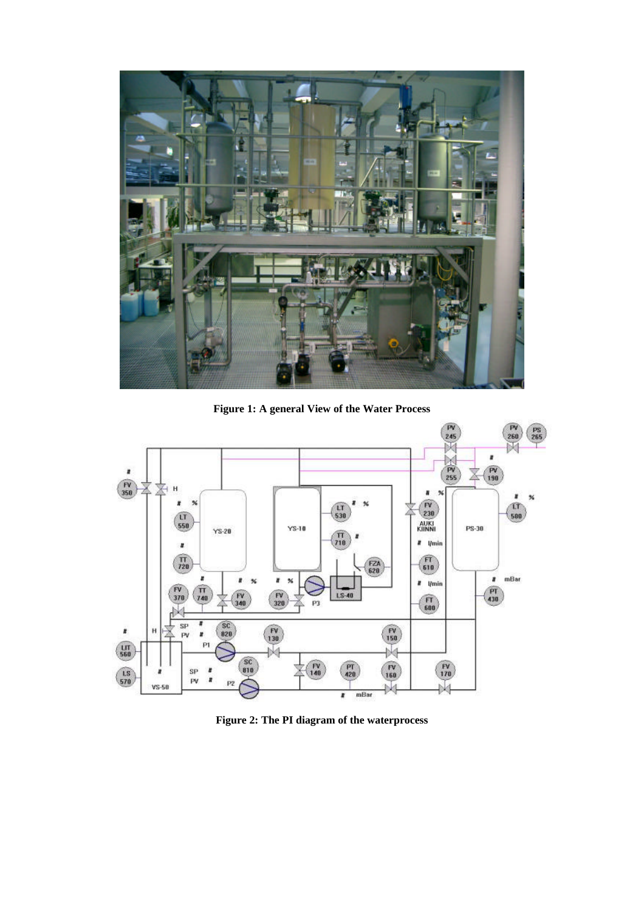**Figure 1: A general View of the Water Process**

**Figure 2: The PI diagram of the waterprocess**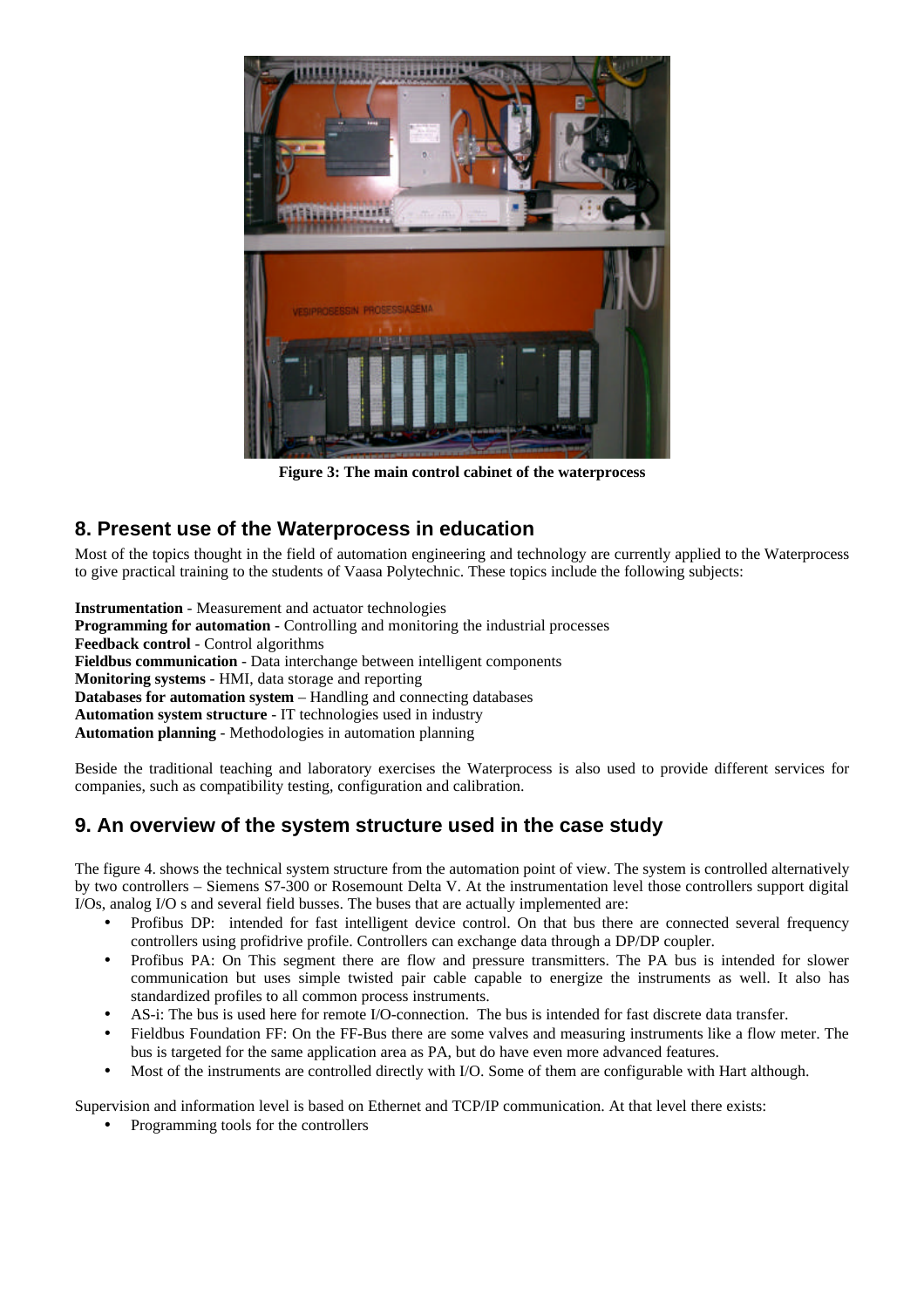Figure 3: The main control cabinet of the waterprocess

## 8. Present use of the Waterprocess in education

Most of the topics thought in the field of automation engineering and technology are currently applied to the Waterprocess to give practical training to the students of Vaasa Polytechnic. These topics include the following subjects:

**Instrumentation** - Measurement and actuator technologies
**Programming for automation** - Controlling and monitoring the industrial processes
**Feedback control** - Control algorithms
**Fieldbus communication** - Data interchange between intelligent components
**Monitoring systems** - HMI, data storage and reporting
**Databases for automation system** – Handling and connecting databases
**Automation system structure** - IT technologies used in industry
**Automation planning** - Methodologies in automation planning

Beside the traditional teaching and laboratory exercises the Waterprocess is also used to provide different services for companies, such as compatibility testing, configuration and calibration.

## 9. An overview of the system structure used in the case study

The figure 4. shows the technical system structure from the automation point of view. The system is controlled alternatively by two controllers – Siemens S7-300 or Rosemount Delta V. At the instrumentation level those controllers support digital I/Os, analog I/O s and several field busses. The buses that are actually implemented are:

- Profibus DP: intended for fast intelligent device control. On that bus there are connected several frequency controllers using profidrive profile. Controllers can exchange data through a DP/DP coupler.
- Profibus PA: On This segment there are flow and pressure transmitters. The PA bus is intended for slower communication but uses simple twisted pair cable capable to energize the instruments as well. It also has standardized profiles to all common process instruments.
- AS-i: The bus is used here for remote I/O-connection. The bus is intended for fast discrete data transfer.
- Fieldbus Foundation FF: On the FF-Bus there are some valves and measuring instruments like a flow meter. The bus is targeted for the same application area as PA, but do have even more advanced features.
- Most of the instruments are controlled directly with I/O. Some of them are configurable with Hart although.

Supervision and information level is based on Ethernet and TCP/IP communication. At that level there exists:

- Programming tools for the controllers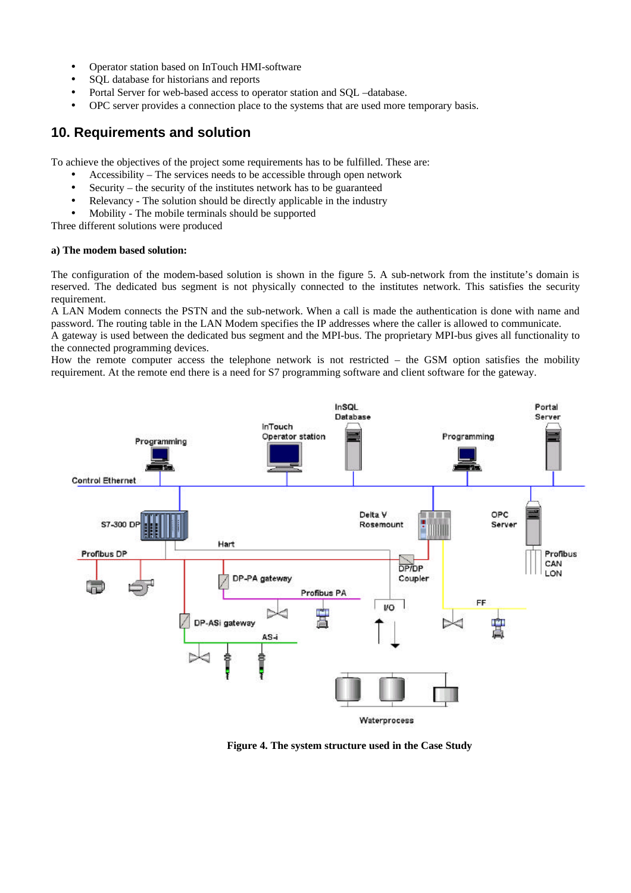- Operator station based on InTouch HMI-software
- SQL database for historians and reports
- Portal Server for web-based access to operator station and SQL –database.
- OPC server provides a connection place to the systems that are used more temporary basis.

## 10. Requirements and solution

To achieve the objectives of the project some requirements has to be fulfilled. These are:

- Accessibility – The services needs to be accessible through open network
- Security – the security of the institutes network has to be guaranteed
- Relevancy - The solution should be directly applicable in the industry
- Mobility - The mobile terminals should be supported

Three different solutions were produced

**a) The modem based solution:**

The configuration of the modem-based solution is shown in the figure 5. A sub-network from the institute's domain is reserved. The dedicated bus segment is not physically connected to the institutes network. This satisfies the security requirement.

A LAN Modem connects the PSTN and the sub-network. When a call is made the authentication is done with name and password. The routing table in the LAN Modem specifies the IP addresses where the caller is allowed to communicate.

A gateway is used between the dedicated bus segment and the MPI-bus. The proprietary MPI-bus gives all functionality to the connected programming devices.

How the remote computer access the telephone network is not restricted – the GSM option satisfies the mobility requirement. At the remote end there is a need for S7 programming software and client software for the gateway.

**Figure 4. The system structure used in the Case Study**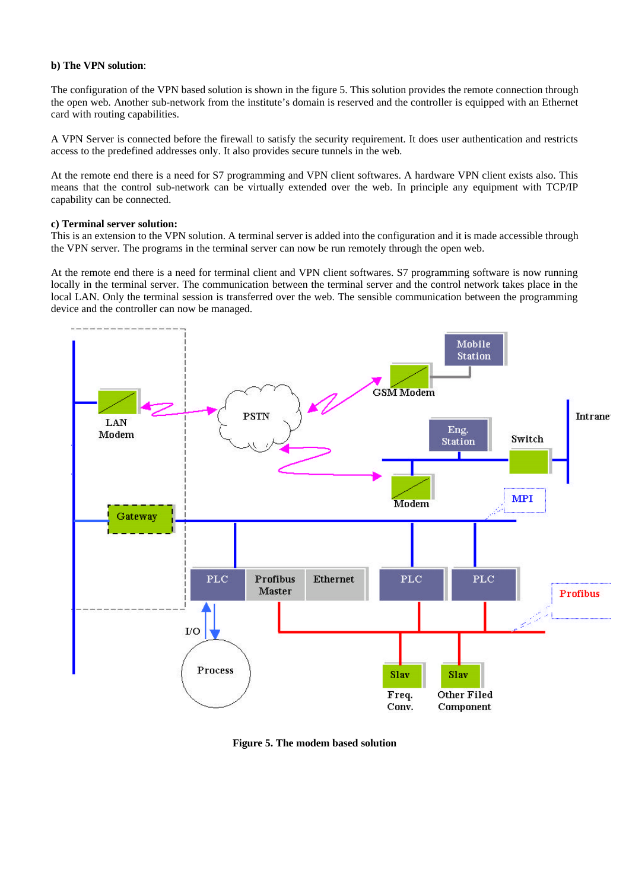**b) The VPN solution**:

The configuration of the VPN based solution is shown in the figure 5. This solution provides the remote connection through the open web. Another sub-network from the institute's domain is reserved and the controller is equipped with an Ethernet card with routing capabilities.

A VPN Server is connected before the firewall to satisfy the security requirement. It does user authentication and restricts access to the predefined addresses only. It also provides secure tunnels in the web.

At the remote end there is a need for S7 programming and VPN client softwares. A hardware VPN client exists also. This means that the control sub-network can be virtually extended over the web. In principle any equipment with TCP/IP capability can be connected.

**c) Terminal server solution:**
This is an extension to the VPN solution. A terminal server is added into the configuration and it is made accessible through the VPN server. The programs in the terminal server can now be run remotely through the open web.

At the remote end there is a need for terminal client and VPN client softwares. S7 programming software is now running locally in the terminal server. The communication between the terminal server and the control network takes place in the local LAN. Only the terminal session is transferred over the web. The sensible communication between the programming device and the controller can now be managed.

**Figure 5. The modem based solution**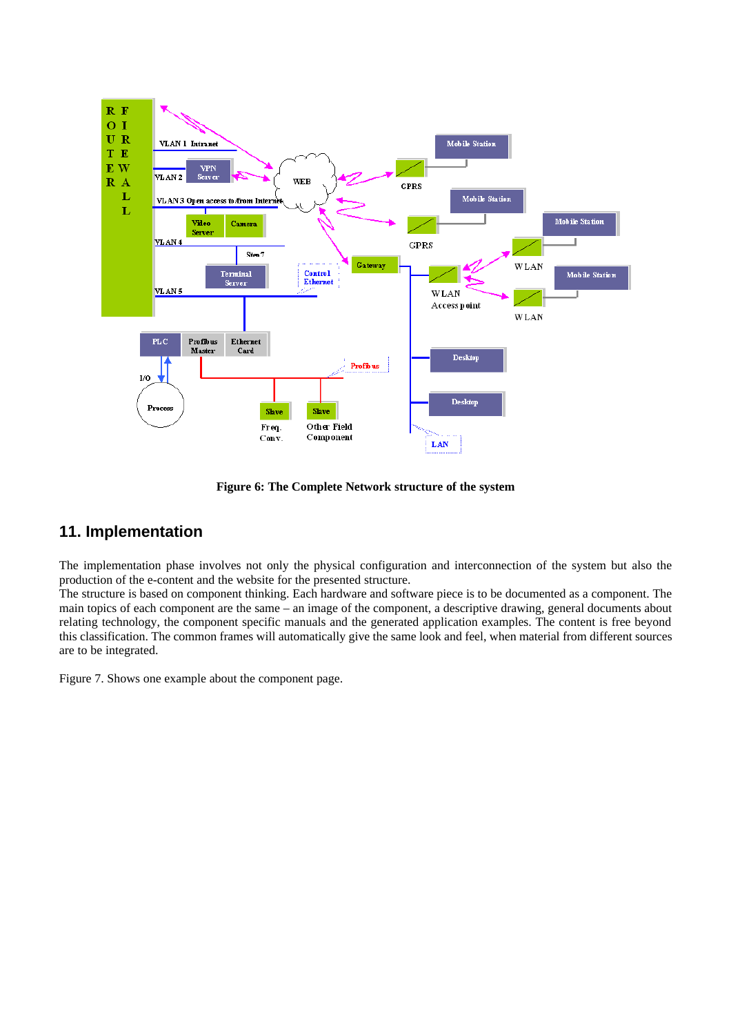**Figure 6: The Complete Network structure of the system**

## 11. Implementation

The implementation phase involves not only the physical configuration and interconnection of the system but also the production of the e-content and the website for the presented structure.
The structure is based on component thinking. Each hardware and software piece is to be documented as a component. The main topics of each component are the same – an image of the component, a descriptive drawing, general documents about relating technology, the component specific manuals and the generated application examples. The content is free beyond this classification. The common frames will automatically give the same look and feel, when material from different sources are to be integrated.

Figure 7. Shows one example about the component page.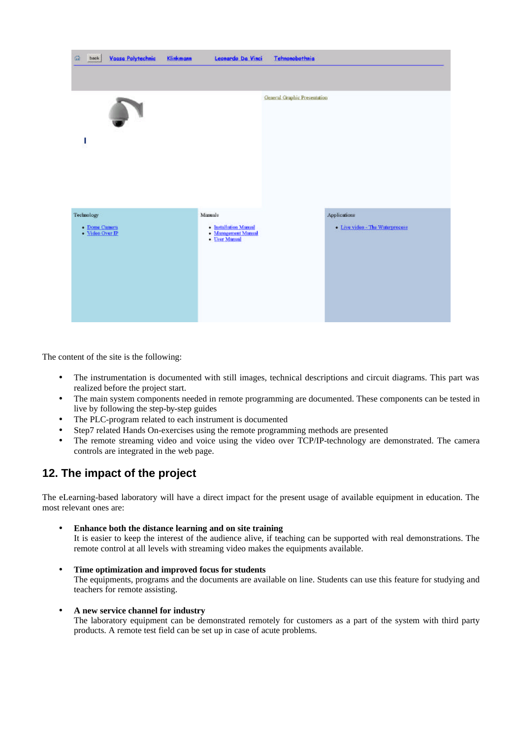The content of the site is the following:

- The instrumentation is documented with still images, technical descriptions and circuit diagrams. This part was realized before the project start.
- The main system components needed in remote programming are documented. These components can be tested in live by following the step-by-step guides
- The PLC-program related to each instrument is documented
- Step7 related Hands On-exercises using the remote programming methods are presented
- The remote streaming video and voice using the video over TCP/IP-technology are demonstrated. The camera controls are integrated in the web page.

## 12. The impact of the project

The eLearning-based laboratory will have a direct impact for the present usage of available equipment in education. The most relevant ones are:

- **Enhance both the distance learning and on site training**
  It is easier to keep the interest of the audience alive, if teaching can be supported with real demonstrations. The remote control at all levels with streaming video makes the equipments available.

- **Time optimization and improved focus for students**
  The equipments, programs and the documents are available on line. Students can use this feature for studying and teachers for remote assisting.

- **A new service channel for industry**
  The laboratory equipment can be demonstrated remotely for customers as a part of the system with third party products. A remote test field can be set up in case of acute problems.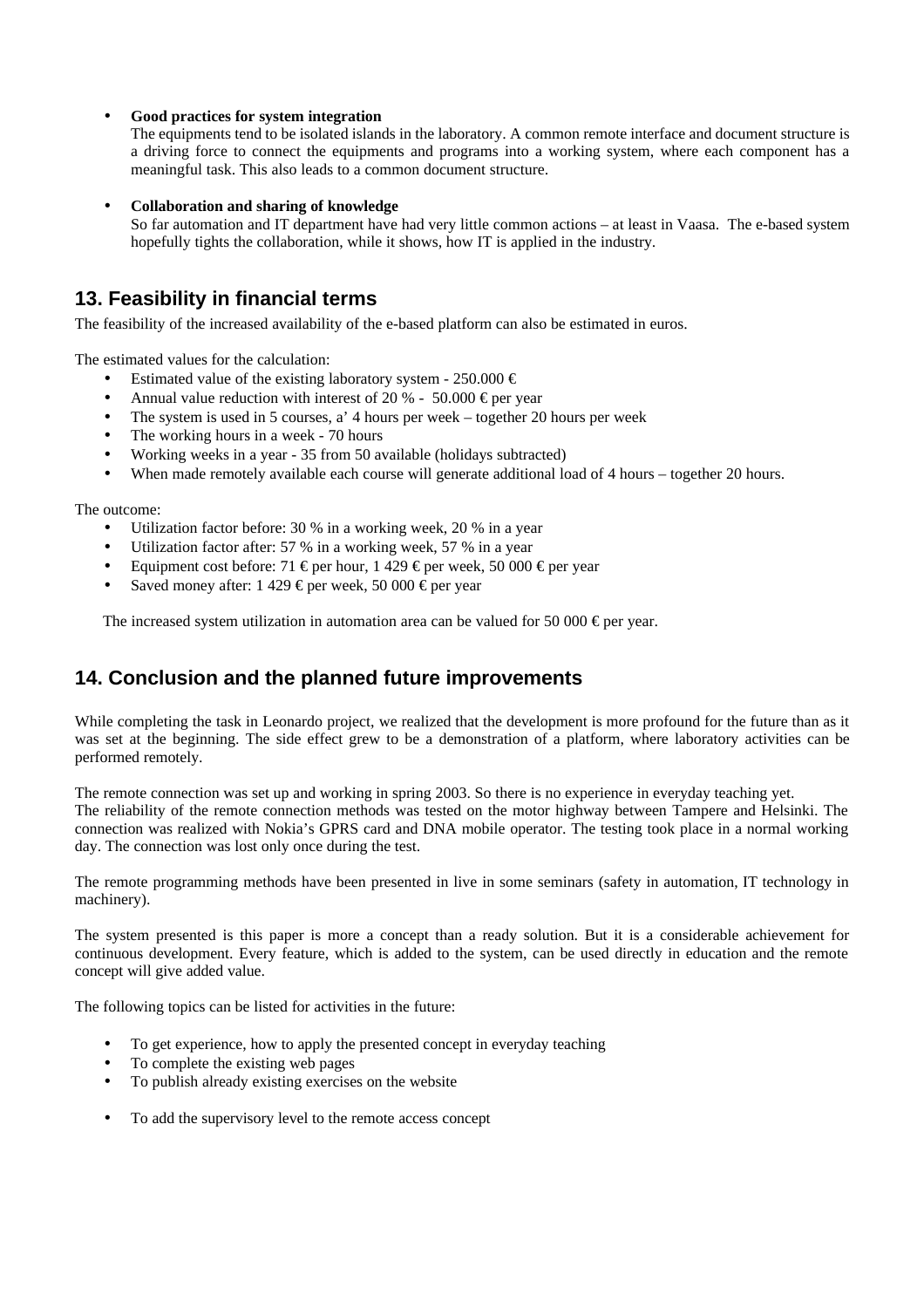- **Good practices for system integration**
  The equipments tend to be isolated islands in the laboratory. A common remote interface and document structure is a driving force to connect the equipments and programs into a working system, where each component has a meaningful task. This also leads to a common document structure.

- **Collaboration and sharing of knowledge**
  So far automation and IT department have had very little common actions – at least in Vaasa. The e-based system hopefully tights the collaboration, while it shows, how IT is applied in the industry.

## 13. Feasibility in financial terms

The feasibility of the increased availability of the e-based platform can also be estimated in euros.

The estimated values for the calculation:

- Estimated value of the existing laboratory system - 250.000 €
- Annual value reduction with interest of 20 % - 50.000 € per year
- The system is used in 5 courses, a' 4 hours per week – together 20 hours per week
- The working hours in a week - 70 hours
- Working weeks in a year - 35 from 50 available (holidays subtracted)
- When made remotely available each course will generate additional load of 4 hours – together 20 hours.

The outcome:

- Utilization factor before: 30 % in a working week, 20 % in a year
- Utilization factor after: 57 % in a working week, 57 % in a year
- Equipment cost before: 71 € per hour, 1 429 € per week, 50 000 € per year
- Saved money after: 1 429 € per week, 50 000 € per year

The increased system utilization in automation area can be valued for 50 000 € per year.

## 14. Conclusion and the planned future improvements

While completing the task in Leonardo project, we realized that the development is more profound for the future than as it was set at the beginning. The side effect grew to be a demonstration of a platform, where laboratory activities can be performed remotely.

The remote connection was set up and working in spring 2003. So there is no experience in everyday teaching yet.
The reliability of the remote connection methods was tested on the motor highway between Tampere and Helsinki. The connection was realized with Nokia's GPRS card and DNA mobile operator. The testing took place in a normal working day. The connection was lost only once during the test.

The remote programming methods have been presented in live in some seminars (safety in automation, IT technology in machinery).

The system presented is this paper is more a concept than a ready solution. But it is a considerable achievement for continuous development. Every feature, which is added to the system, can be used directly in education and the remote concept will give added value.

The following topics can be listed for activities in the future:

- To get experience, how to apply the presented concept in everyday teaching
- To complete the existing web pages
- To publish already existing exercises on the website

- To add the supervisory level to the remote access concept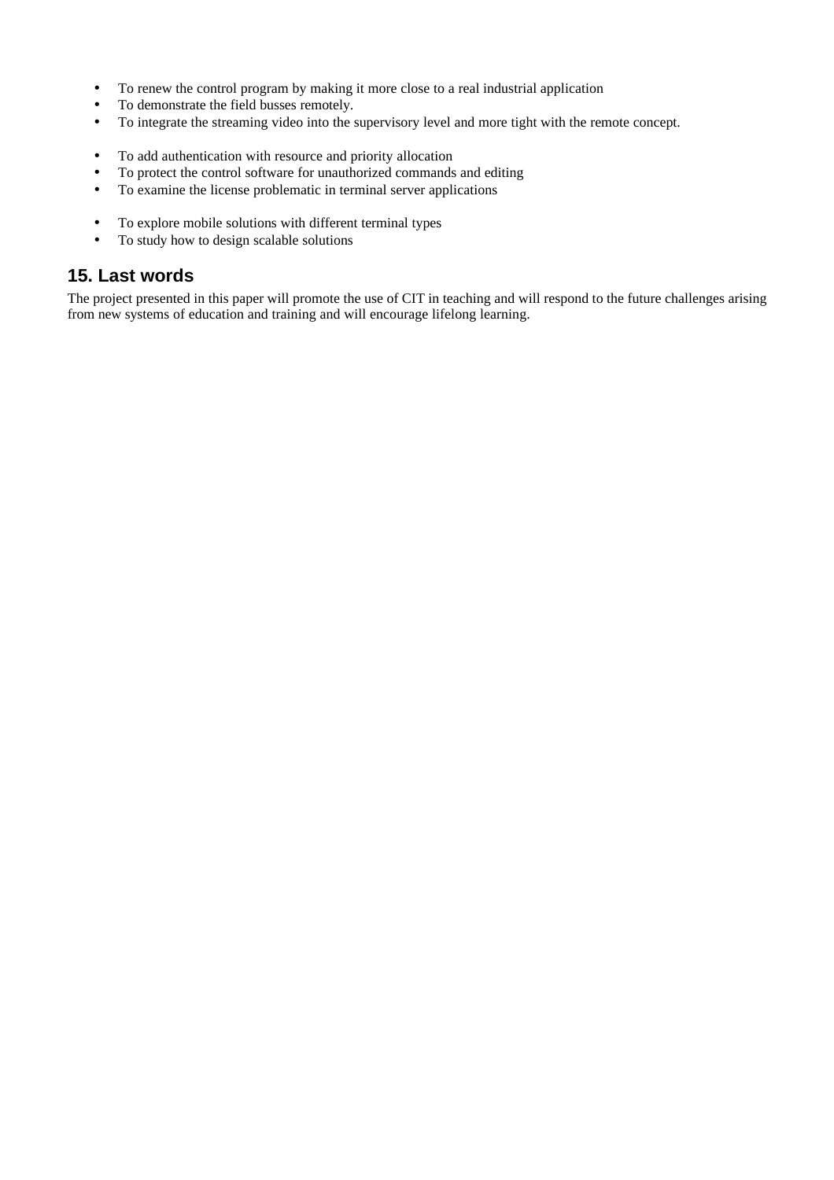- To renew the control program by making it more close to a real industrial application
- To demonstrate the field busses remotely.
- To integrate the streaming video into the supervisory level and more tight with the remote concept.

- To add authentication with resource and priority allocation
- To protect the control software for unauthorized commands and editing
- To examine the license problematic in terminal server applications

- To explore mobile solutions with different terminal types
- To study how to design scalable solutions

## 15. Last words

The project presented in this paper will promote the use of CIT in teaching and will respond to the future challenges arising from new systems of education and training and will encourage lifelong learning.